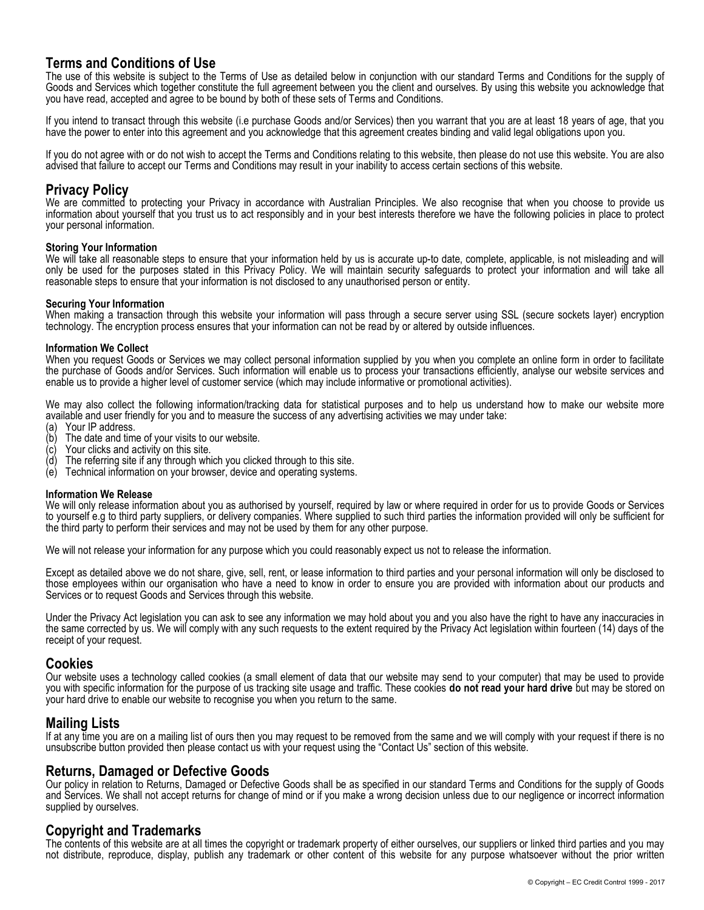## Terms and Conditions of Use

The use of this website is subject to the Terms of Use as detailed below in conjunction with our standard Terms and Conditions for the supply of Goods and Services which together constitute the full agreement between you the client and ourselves. By using this website you acknowledge that you have read, accepted and agree to be bound by both of these sets of Terms and Conditions.

If you intend to transact through this website (i.e purchase Goods and/or Services) then you warrant that you are at least 18 years of age, that you have the power to enter into this agreement and you acknowledge that this agreement creates binding and valid legal obligations upon you.

If you do not agree with or do not wish to accept the Terms and Conditions relating to this website, then please do not use this website. You are also advised that failure to accept our Terms and Conditions may result in your inability to access certain sections of this website.

## Privacy Policy

We are committed to protecting your Privacy in accordance with Australian Principles. We also recognise that when you choose to provide us information about yourself that you trust us to act responsibly and in your best interests therefore we have the following policies in place to protect your personal information.

#### Storing Your Information

We will take all reasonable steps to ensure that your information held by us is accurate up-to date, complete, applicable, is not misleading and will only be used for the purposes stated in this Privacy Policy. We will maintain security safeguards to protect your information and will take all reasonable steps to ensure that your information is not disclosed to any unauthorised person or entity.

#### Securing Your Information

When making a transaction through this website your information will pass through a secure server using SSL (secure sockets layer) encryption technology. The encryption process ensures that your information can not be read by or altered by outside influences.

#### Information We Collect

When you request Goods or Services we may collect personal information supplied by you when you complete an online form in order to facilitate the purchase of Goods and/or Services. Such information will enable us to process your transactions efficiently, analyse our website services and enable us to provide a higher level of customer service (which may include informative or promotional activities).

We may also collect the following information/tracking data for statistical purposes and to help us understand how to make our website more available and user friendly for you and to measure the success of any advertising activities we may under take:

(a) Your IP address.
(b) The date and time of your visits to our website.
(c) Your clicks and activity on this site.
(d) The referring site if any through which you clicked through to this site.
(e) Technical information on your browser, device and operating systems.

#### Information We Release

We will only release information about you as authorised by yourself, required by law or where required in order for us to provide Goods or Services to yourself e.g to third party suppliers, or delivery companies. Where supplied to such third parties the information provided will only be sufficient for the third party to perform their services and may not be used by them for any other purpose.

We will not release your information for any purpose which you could reasonably expect us not to release the information.

Except as detailed above we do not share, give, sell, rent, or lease information to third parties and your personal information will only be disclosed to those employees within our organisation who have a need to know in order to ensure you are provided with information about our products and Services or to request Goods and Services through this website.

Under the Privacy Act legislation you can ask to see any information we may hold about you and you also have the right to have any inaccuracies in the same corrected by us. We will comply with any such requests to the extent required by the Privacy Act legislation within fourteen (14) days of the receipt of your request.

## Cookies

Our website uses a technology called cookies (a small element of data that our website may send to your computer) that may be used to provide you with specific information for the purpose of us tracking site usage and traffic. These cookies **do not read your hard drive** but may be stored on your hard drive to enable our website to recognise you when you return to the same.

## Mailing Lists

If at any time you are on a mailing list of ours then you may request to be removed from the same and we will comply with your request if there is no unsubscribe button provided then please contact us with your request using the "Contact Us" section of this website.

## Returns, Damaged or Defective Goods

Our policy in relation to Returns, Damaged or Defective Goods shall be as specified in our standard Terms and Conditions for the supply of Goods and Services. We shall not accept returns for change of mind or if you make a wrong decision unless due to our negligence or incorrect information supplied by ourselves.

## Copyright and Trademarks

The contents of this website are at all times the copyright or trademark property of either ourselves, our suppliers or linked third parties and you may not distribute, reproduce, display, publish any trademark or other content of this website for any purpose whatsoever without the prior written

© Copyright – EC Credit Control 1999 - 2017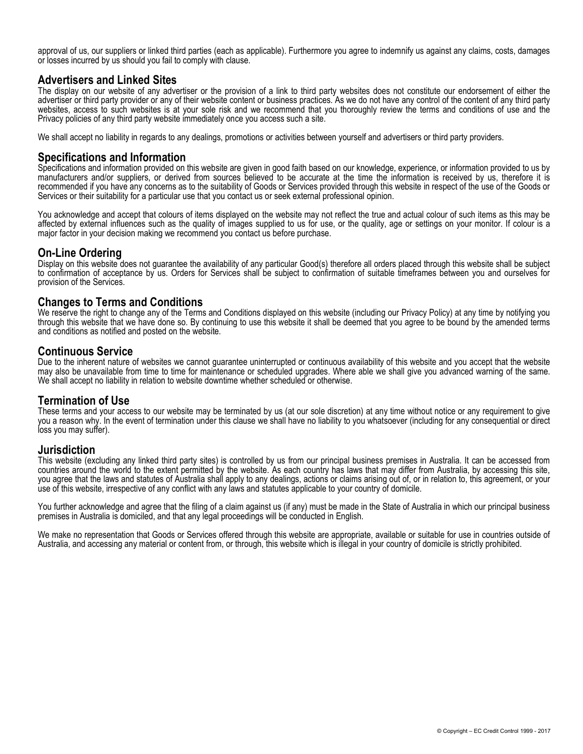approval of us, our suppliers or linked third parties (each as applicable). Furthermore you agree to indemnify us against any claims, costs, damages or losses incurred by us should you fail to comply with clause.

## Advertisers and Linked Sites

The display on our website of any advertiser or the provision of a link to third party websites does not constitute our endorsement of either the advertiser or third party provider or any of their website content or business practices. As we do not have any control of the content of any third party websites, access to such websites is at your sole risk and we recommend that you thoroughly review the terms and conditions of use and the Privacy policies of any third party website immediately once you access such a site.

We shall accept no liability in regards to any dealings, promotions or activities between yourself and advertisers or third party providers.

## Specifications and Information

Specifications and information provided on this website are given in good faith based on our knowledge, experience, or information provided to us by manufacturers and/or suppliers, or derived from sources believed to be accurate at the time the information is received by us, therefore it is recommended if you have any concerns as to the suitability of Goods or Services provided through this website in respect of the use of the Goods or Services or their suitability for a particular use that you contact us or seek external professional opinion.

You acknowledge and accept that colours of items displayed on the website may not reflect the true and actual colour of such items as this may be affected by external influences such as the quality of images supplied to us for use, or the quality, age or settings on your monitor. If colour is a major factor in your decision making we recommend you contact us before purchase.

## On-Line Ordering

Display on this website does not guarantee the availability of any particular Good(s) therefore all orders placed through this website shall be subject to confirmation of acceptance by us. Orders for Services shall be subject to confirmation of suitable timeframes between you and ourselves for provision of the Services.

## Changes to Terms and Conditions

We reserve the right to change any of the Terms and Conditions displayed on this website (including our Privacy Policy) at any time by notifying you through this website that we have done so. By continuing to use this website it shall be deemed that you agree to be bound by the amended terms and conditions as notified and posted on the website.

## Continuous Service

Due to the inherent nature of websites we cannot guarantee uninterrupted or continuous availability of this website and you accept that the website may also be unavailable from time to time for maintenance or scheduled upgrades. Where able we shall give you advanced warning of the same. We shall accept no liability in relation to website downtime whether scheduled or otherwise.

## Termination of Use

These terms and your access to our website may be terminated by us (at our sole discretion) at any time without notice or any requirement to give you a reason why. In the event of termination under this clause we shall have no liability to you whatsoever (including for any consequential or direct loss you may suffer).

## Jurisdiction

This website (excluding any linked third party sites) is controlled by us from our principal business premises in Australia. It can be accessed from countries around the world to the extent permitted by the website. As each country has laws that may differ from Australia, by accessing this site, you agree that the laws and statutes of Australia shall apply to any dealings, actions or claims arising out of, or in relation to, this agreement, or your use of this website, irrespective of any conflict with any laws and statutes applicable to your country of domicile.

You further acknowledge and agree that the filing of a claim against us (if any) must be made in the State of Australia in which our principal business premises in Australia is domiciled, and that any legal proceedings will be conducted in English.

We make no representation that Goods or Services offered through this website are appropriate, available or suitable for use in countries outside of Australia, and accessing any material or content from, or through, this website which is illegal in your country of domicile is strictly prohibited.

© Copyright – EC Credit Control 1999 - 2017